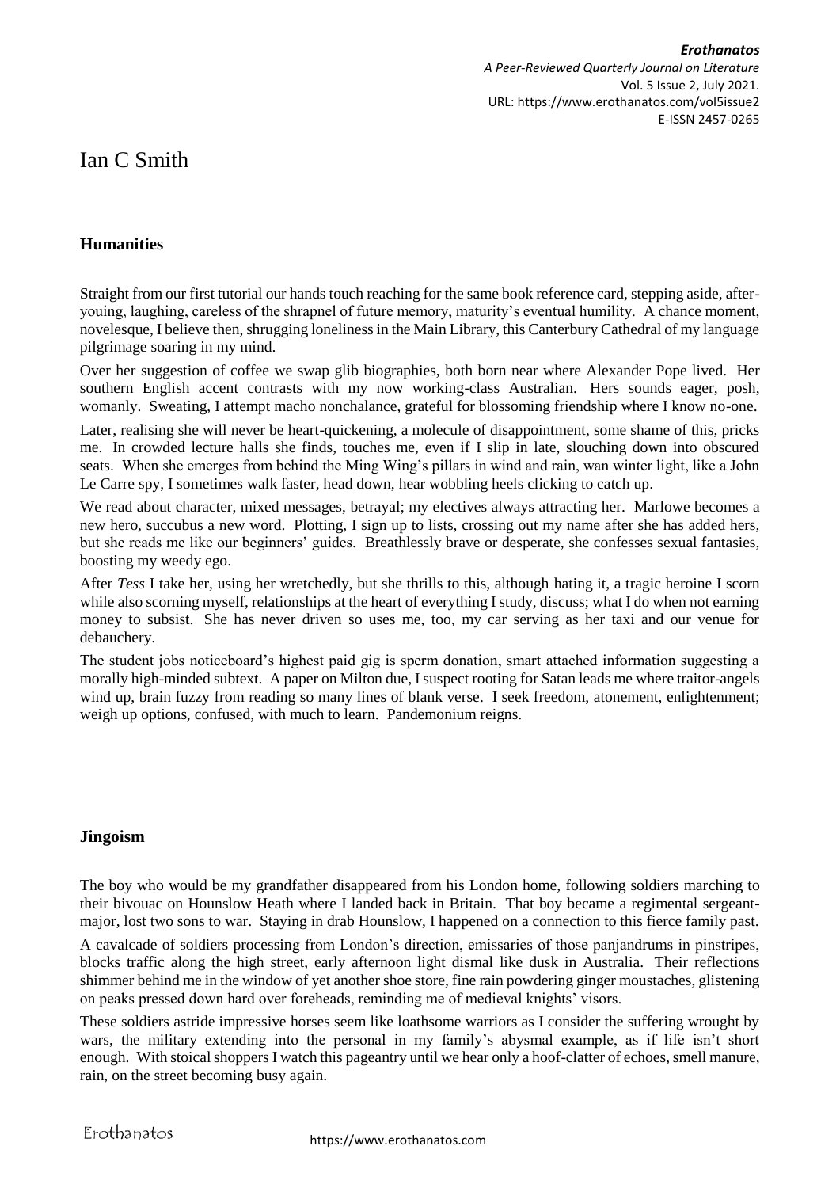# Ian C Smith

### Humanities

Straight from our first tutorial our hands touch reaching for the same book reference card, stepping aside, after-youing, laughing, careless of the shrapnel of future memory, maturity's eventual humility. A chance moment, novelesque, I believe then, shrugging loneliness in the Main Library, this Canterbury Cathedral of my language pilgrimage soaring in my mind.

Over her suggestion of coffee we swap glib biographies, both born near where Alexander Pope lived. Her southern English accent contrasts with my now working-class Australian. Hers sounds eager, posh, womanly. Sweating, I attempt macho nonchalance, grateful for blossoming friendship where I know no-one.

Later, realising she will never be heart-quickening, a molecule of disappointment, some shame of this, pricks me. In crowded lecture halls she finds, touches me, even if I slip in late, slouching down into obscured seats. When she emerges from behind the Ming Wing's pillars in wind and rain, wan winter light, like a John Le Carre spy, I sometimes walk faster, head down, hear wobbling heels clicking to catch up.

We read about character, mixed messages, betrayal; my electives always attracting her. Marlowe becomes a new hero, succubus a new word. Plotting, I sign up to lists, crossing out my name after she has added hers, but she reads me like our beginners' guides. Breathlessly brave or desperate, she confesses sexual fantasies, boosting my weedy ego.

After *Tess* I take her, using her wretchedly, but she thrills to this, although hating it, a tragic heroine I scorn while also scorning myself, relationships at the heart of everything I study, discuss; what I do when not earning money to subsist. She has never driven so uses me, too, my car serving as her taxi and our venue for debauchery.

The student jobs noticeboard's highest paid gig is sperm donation, smart attached information suggesting a morally high-minded subtext. A paper on Milton due, I suspect rooting for Satan leads me where traitor-angels wind up, brain fuzzy from reading so many lines of blank verse. I seek freedom, atonement, enlightenment; weigh up options, confused, with much to learn. Pandemonium reigns.

### Jingoism

The boy who would be my grandfather disappeared from his London home, following soldiers marching to their bivouac on Hounslow Heath where I landed back in Britain. That boy became a regimental sergeant-major, lost two sons to war. Staying in drab Hounslow, I happened on a connection to this fierce family past.

A cavalcade of soldiers processing from London's direction, emissaries of those panjandrums in pinstripes, blocks traffic along the high street, early afternoon light dismal like dusk in Australia. Their reflections shimmer behind me in the window of yet another shoe store, fine rain powdering ginger moustaches, glistening on peaks pressed down hard over foreheads, reminding me of medieval knights' visors.

These soldiers astride impressive horses seem like loathsome warriors as I consider the suffering wrought by wars, the military extending into the personal in my family's abysmal example, as if life isn't short enough. With stoical shoppers I watch this pageantry until we hear only a hoof-clatter of echoes, smell manure, rain, on the street becoming busy again.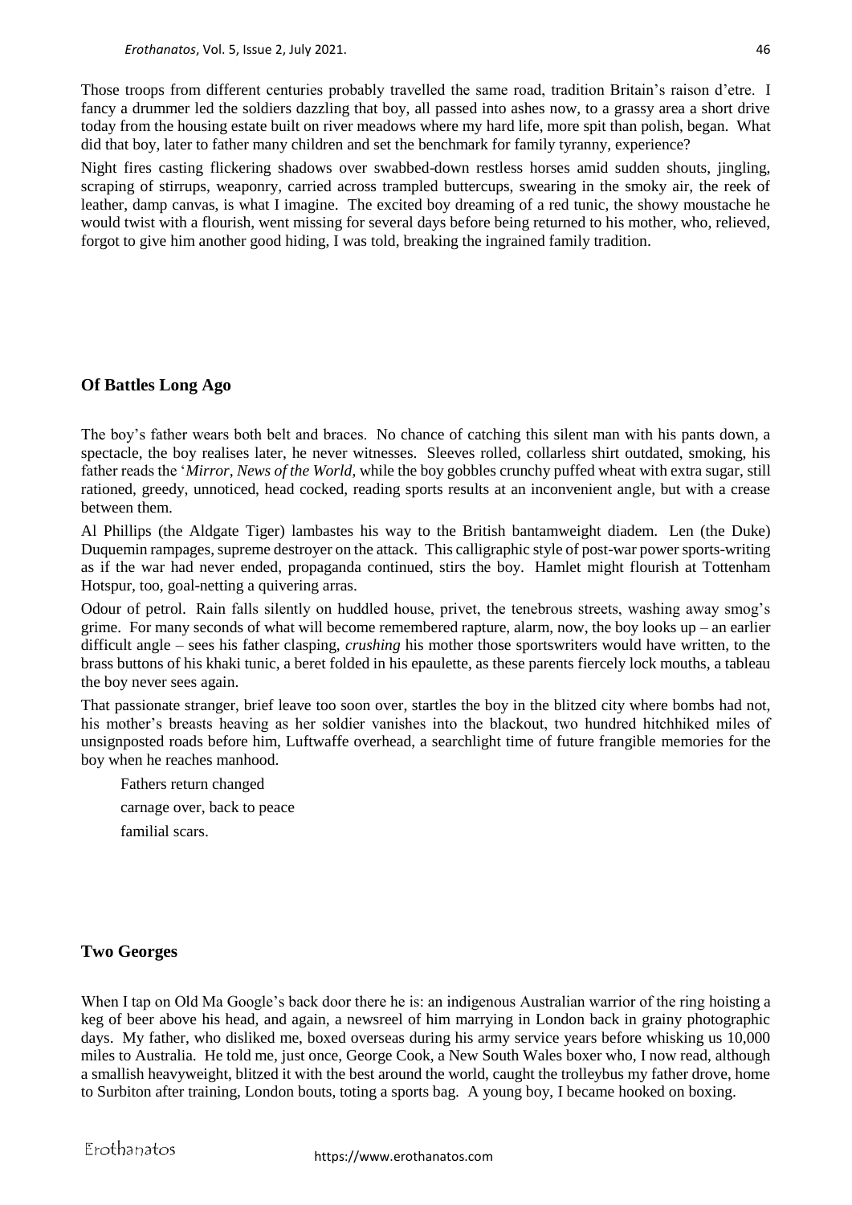Those troops from different centuries probably travelled the same road, tradition Britain's raison d'etre. I fancy a drummer led the soldiers dazzling that boy, all passed into ashes now, to a grassy area a short drive today from the housing estate built on river meadows where my hard life, more spit than polish, began. What did that boy, later to father many children and set the benchmark for family tyranny, experience?

Night fires casting flickering shadows over swabbed-down restless horses amid sudden shouts, jingling, scraping of stirrups, weaponry, carried across trampled buttercups, swearing in the smoky air, the reek of leather, damp canvas, is what I imagine. The excited boy dreaming of a red tunic, the showy moustache he would twist with a flourish, went missing for several days before being returned to his mother, who, relieved, forgot to give him another good hiding, I was told, breaking the ingrained family tradition.

## Of Battles Long Ago

The boy's father wears both belt and braces. No chance of catching this silent man with his pants down, a spectacle, the boy realises later, he never witnesses. Sleeves rolled, collarless shirt outdated, smoking, his father reads the '*Mirror*, *News of the World*, while the boy gobbles crunchy puffed wheat with extra sugar, still rationed, greedy, unnoticed, head cocked, reading sports results at an inconvenient angle, but with a crease between them.

Al Phillips (the Aldgate Tiger) lambastes his way to the British bantamweight diadem. Len (the Duke) Duquemin rampages, supreme destroyer on the attack. This calligraphic style of post-war power sports-writing as if the war had never ended, propaganda continued, stirs the boy. Hamlet might flourish at Tottenham Hotspur, too, goal-netting a quivering arras.

Odour of petrol. Rain falls silently on huddled house, privet, the tenebrous streets, washing away smog's grime. For many seconds of what will become remembered rapture, alarm, now, the boy looks up – an earlier difficult angle – sees his father clasping, *crushing* his mother those sportswriters would have written, to the brass buttons of his khaki tunic, a beret folded in his epaulette, as these parents fiercely lock mouths, a tableau the boy never sees again.

That passionate stranger, brief leave too soon over, startles the boy in the blitzed city where bombs had not, his mother's breasts heaving as her soldier vanishes into the blackout, two hundred hitchhiked miles of unsignposted roads before him, Luftwaffe overhead, a searchlight time of future frangible memories for the boy when he reaches manhood.

Fathers return changed
carnage over, back to peace
familial scars.

## Two Georges

When I tap on Old Ma Google's back door there he is: an indigenous Australian warrior of the ring hoisting a keg of beer above his head, and again, a newsreel of him marrying in London back in grainy photographic days. My father, who disliked me, boxed overseas during his army service years before whisking us 10,000 miles to Australia. He told me, just once, George Cook, a New South Wales boxer who, I now read, although a smallish heavyweight, blitzed it with the best around the world, caught the trolleybus my father drove, home to Surbiton after training, London bouts, toting a sports bag. A young boy, I became hooked on boxing.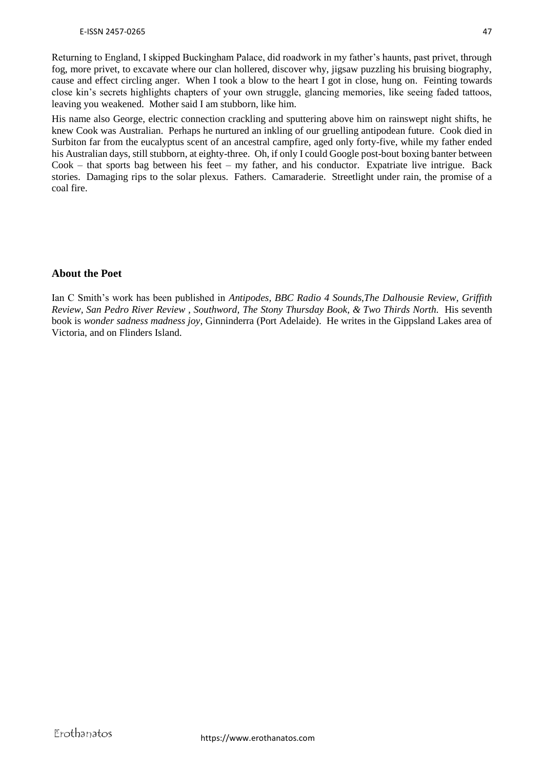Returning to England, I skipped Buckingham Palace, did roadwork in my father's haunts, past privet, through fog, more privet, to excavate where our clan hollered, discover why, jigsaw puzzling his bruising biography, cause and effect circling anger. When I took a blow to the heart I got in close, hung on. Feinting towards close kin's secrets highlights chapters of your own struggle, glancing memories, like seeing faded tattoos, leaving you weakened. Mother said I am stubborn, like him.

His name also George, electric connection crackling and sputtering above him on rainswept night shifts, he knew Cook was Australian. Perhaps he nurtured an inkling of our gruelling antipodean future. Cook died in Surbiton far from the eucalyptus scent of an ancestral campfire, aged only forty-five, while my father ended his Australian days, still stubborn, at eighty-three. Oh, if only I could Google post-bout boxing banter between Cook – that sports bag between his feet – my father, and his conductor. Expatriate live intrigue. Back stories. Damaging rips to the solar plexus. Fathers. Camaraderie. Streetlight under rain, the promise of a coal fire.

## About the Poet

Ian C Smith's work has been published in *Antipodes, BBC Radio 4 Sounds,The Dalhousie Review, Griffith Review, San Pedro River Review , Southword, The Stony Thursday Book, & Two Thirds North.* His seventh book is *wonder sadness madness joy*, Ginninderra (Port Adelaide). He writes in the Gippsland Lakes area of Victoria, and on Flinders Island.